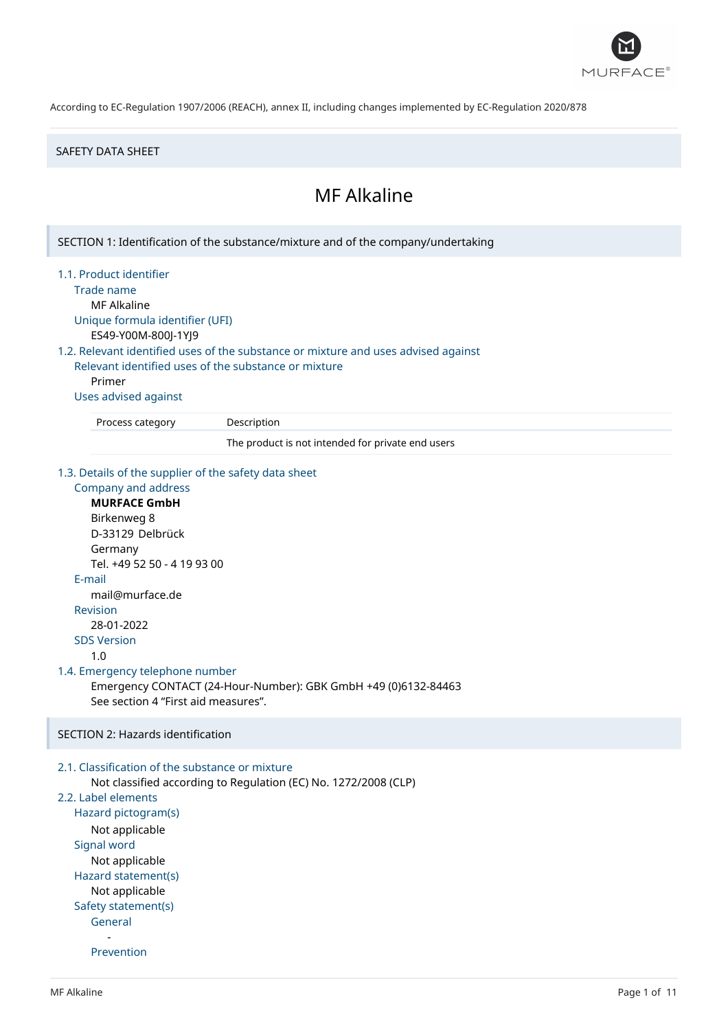According to EC-Regulation 1907/2006 (REACH), annex II, including changes implemented by EC-Regulation 2020/878

SAFETY DATA SHEET

# MF Alkaline

## SECTION 1: Identification of the substance/mixture and of the company/undertaking

### 1.1. Product identifier

**Trade name**

MF Alkaline

**Unique formula identifier (UFI)**

ES49-Y00M-800J-1YJ9

### 1.2. Relevant identified uses of the substance or mixture and uses advised against

**Relevant identified uses of the substance or mixture**

Primer

**Uses advised against**

| Process category | Description |
|---|---|
| | The product is not intended for private end users |

### 1.3. Details of the supplier of the safety data sheet

**Company and address**

**MURFACE GmbH**
Birkenweg 8
D-33129 Delbrück
Germany
Tel. +49 52 50 - 4 19 93 00

**E-mail**

mail@murface.de

**Revision**

28-01-2022

**SDS Version**

1.0

### 1.4. Emergency telephone number

Emergency CONTACT (24-Hour-Number): GBK GmbH +49 (0)6132-84463
See section 4 "First aid measures".

## SECTION 2: Hazards identification

### 2.1. Classification of the substance or mixture

Not classified according to Regulation (EC) No. 1272/2008 (CLP)

### 2.2. Label elements

**Hazard pictogram(s)**

Not applicable

**Signal word**

Not applicable

**Hazard statement(s)**

Not applicable

**Safety statement(s)**

General

-

Prevention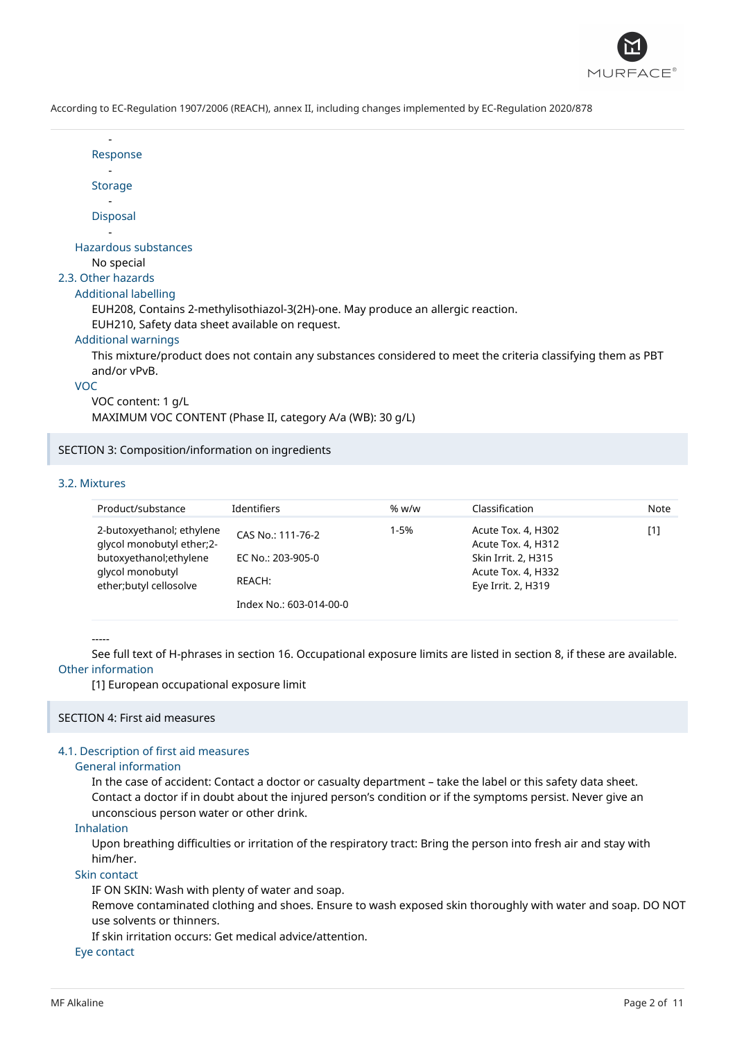-

Response

-

Storage

-

Disposal

-

Hazardous substances

No special

### 2.3. Other hazards

#### Additional labelling

EUH208, Contains 2-methylisothiazol-3(2H)-one. May produce an allergic reaction.

EUH210, Safety data sheet available on request.

#### Additional warnings

This mixture/product does not contain any substances considered to meet the criteria classifying them as PBT and/or vPvB.

#### VOC

VOC content: 1 g/L

MAXIMUM VOC CONTENT (Phase II, category A/a (WB): 30 g/L)

## SECTION 3: Composition/information on ingredients

### 3.2. Mixtures

| Product/substance | Identifiers | % w/w | Classification | Note |
|---|---|---|---|---|
| 2-butoxyethanol; ethylene glycol monobutyl ether;2-butoxyethanol;ethylene glycol monobutyl ether;butyl cellosolve | CAS No.: 111-76-2<br>EC No.: 203-905-0<br>REACH:<br>Index No.: 603-014-00-0 | 1-5% | Acute Tox. 4, H302<br>Acute Tox. 4, H312<br>Skin Irrit. 2, H315<br>Acute Tox. 4, H332<br>Eye Irrit. 2, H319 | [1] |

-----

See full text of H-phrases in section 16. Occupational exposure limits are listed in section 8, if these are available.

#### Other information

[1] European occupational exposure limit

## SECTION 4: First aid measures

### 4.1. Description of first aid measures

#### General information

In the case of accident: Contact a doctor or casualty department – take the label or this safety data sheet. Contact a doctor if in doubt about the injured person's condition or if the symptoms persist. Never give an unconscious person water or other drink.

#### Inhalation

Upon breathing difficulties or irritation of the respiratory tract: Bring the person into fresh air and stay with him/her.

#### Skin contact

IF ON SKIN: Wash with plenty of water and soap.

Remove contaminated clothing and shoes. Ensure to wash exposed skin thoroughly with water and soap. DO NOT use solvents or thinners.

If skin irritation occurs: Get medical advice/attention.

#### Eye contact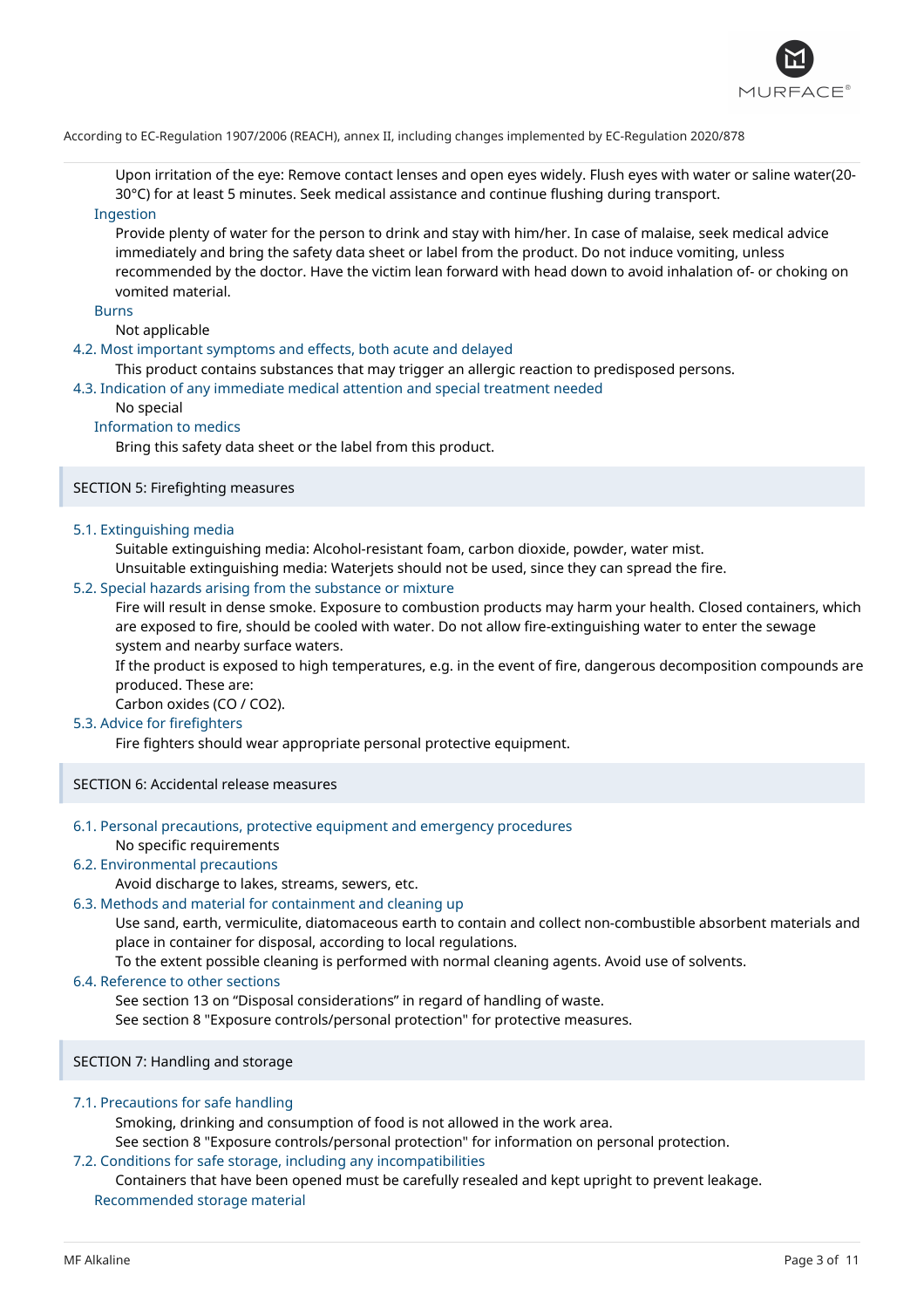Upon irritation of the eye: Remove contact lenses and open eyes widely. Flush eyes with water or saline water(20-30°C) for at least 5 minutes. Seek medical assistance and continue flushing during transport.

**Ingestion**

Provide plenty of water for the person to drink and stay with him/her. In case of malaise, seek medical advice immediately and bring the safety data sheet or label from the product. Do not induce vomiting, unless recommended by the doctor. Have the victim lean forward with head down to avoid inhalation of- or choking on vomited material.

**Burns**

Not applicable

### 4.2. Most important symptoms and effects, both acute and delayed

This product contains substances that may trigger an allergic reaction to predisposed persons.

### 4.3. Indication of any immediate medical attention and special treatment needed

No special

**Information to medics**

Bring this safety data sheet or the label from this product.

## SECTION 5: Firefighting measures

### 5.1. Extinguishing media

Suitable extinguishing media: Alcohol-resistant foam, carbon dioxide, powder, water mist.
Unsuitable extinguishing media: Waterjets should not be used, since they can spread the fire.

### 5.2. Special hazards arising from the substance or mixture

Fire will result in dense smoke. Exposure to combustion products may harm your health. Closed containers, which are exposed to fire, should be cooled with water. Do not allow fire-extinguishing water to enter the sewage system and nearby surface waters.
If the product is exposed to high temperatures, e.g. in the event of fire, dangerous decomposition compounds are produced. These are:
Carbon oxides (CO / $CO_2$).

### 5.3. Advice for firefighters

Fire fighters should wear appropriate personal protective equipment.

## SECTION 6: Accidental release measures

### 6.1. Personal precautions, protective equipment and emergency procedures

No specific requirements

### 6.2. Environmental precautions

Avoid discharge to lakes, streams, sewers, etc.

### 6.3. Methods and material for containment and cleaning up

Use sand, earth, vermiculite, diatomaceous earth to contain and collect non-combustible absorbent materials and place in container for disposal, according to local regulations.
To the extent possible cleaning is performed with normal cleaning agents. Avoid use of solvents.

### 6.4. Reference to other sections

See section 13 on "Disposal considerations" in regard of handling of waste.
See section 8 "Exposure controls/personal protection" for protective measures.

## SECTION 7: Handling and storage

### 7.1. Precautions for safe handling

Smoking, drinking and consumption of food is not allowed in the work area.
See section 8 "Exposure controls/personal protection" for information on personal protection.

### 7.2. Conditions for safe storage, including any incompatibilities

Containers that have been opened must be carefully resealed and kept upright to prevent leakage.

**Recommended storage material**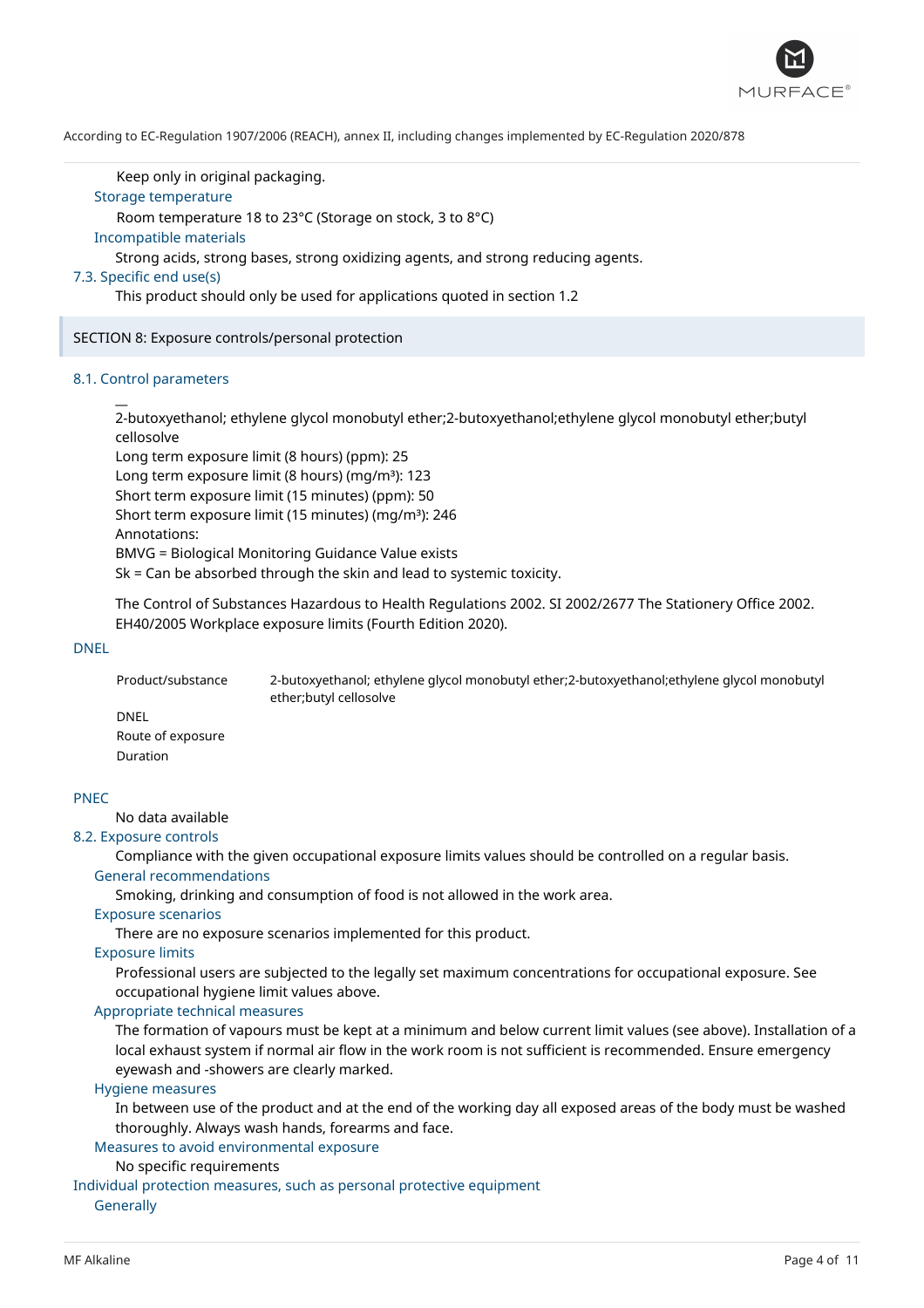Keep only in original packaging.

Storage temperature

Room temperature 18 to 23°C (Storage on stock, 3 to 8°C)

Incompatible materials

Strong acids, strong bases, strong oxidizing agents, and strong reducing agents.

### 7.3. Specific end use(s)

This product should only be used for applications quoted in section 1.2

## SECTION 8: Exposure controls/personal protection

### 8.1. Control parameters

—
2-butoxyethanol; ethylene glycol monobutyl ether;2-butoxyethanol;ethylene glycol monobutyl ether;butyl cellosolve
Long term exposure limit (8 hours) (ppm): 25
Long term exposure limit (8 hours) (mg/m³): 123
Short term exposure limit (15 minutes) (ppm): 50
Short term exposure limit (15 minutes) (mg/m³): 246
Annotations:
BMVG = Biological Monitoring Guidance Value exists
Sk = Can be absorbed through the skin and lead to systemic toxicity.

The Control of Substances Hazardous to Health Regulations 2002. SI 2002/2677 The Stationery Office 2002. EH40/2005 Workplace exposure limits (Fourth Edition 2020).

DNEL

| Product/substance | 2-butoxyethanol; ethylene glycol monobutyl ether;2-butoxyethanol;ethylene glycol monobutyl ether;butyl cellosolve |
|---|---|
| DNEL | |
| Route of exposure | |
| Duration | |

PNEC

No data available

### 8.2. Exposure controls

Compliance with the given occupational exposure limits values should be controlled on a regular basis.

General recommendations

Smoking, drinking and consumption of food is not allowed in the work area.

Exposure scenarios

There are no exposure scenarios implemented for this product.

Exposure limits

Professional users are subjected to the legally set maximum concentrations for occupational exposure. See occupational hygiene limit values above.

Appropriate technical measures

The formation of vapours must be kept at a minimum and below current limit values (see above). Installation of a local exhaust system if normal air flow in the work room is not sufficient is recommended. Ensure emergency eyewash and -showers are clearly marked.

Hygiene measures

In between use of the product and at the end of the working day all exposed areas of the body must be washed thoroughly. Always wash hands, forearms and face.

Measures to avoid environmental exposure

No specific requirements

Individual protection measures, such as personal protective equipment

Generally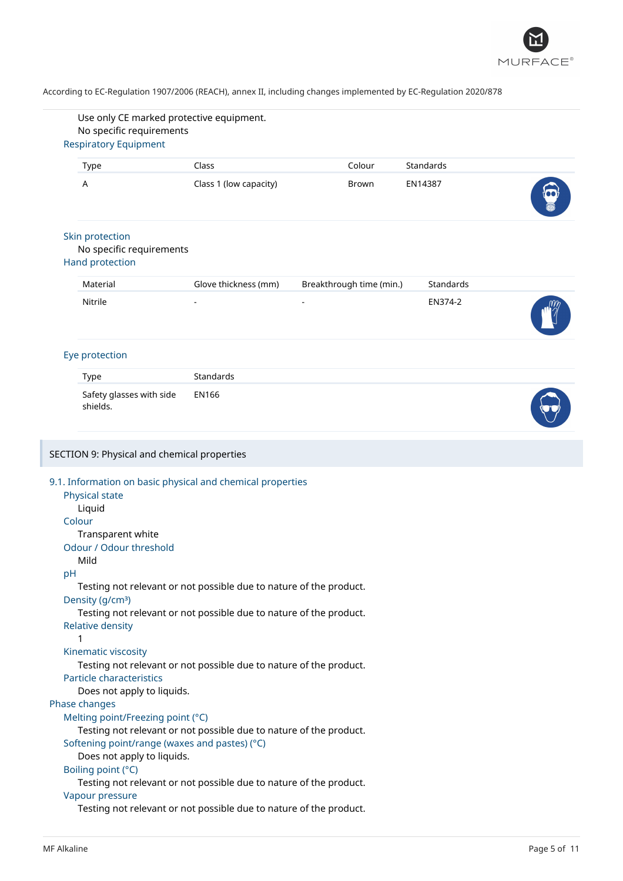Use only CE marked protective equipment.
No specific requirements

### Respiratory Equipment

| Type | Class | Colour | Standards |
|---|---|---|---|
| A | Class 1 (low capacity) | Brown | EN14387 |

### Skin protection

No specific requirements

### Hand protection

| Material | Glove thickness (mm) | Breakthrough time (min.) | Standards |
|---|---|---|---|
| Nitrile | - | - | EN374-2 |

### Eye protection

| Type | Standards |
|---|---|
| Safety glasses with side shields. | EN166 |

## SECTION 9: Physical and chemical properties

### 9.1. Information on basic physical and chemical properties

**Physical state**
Liquid

**Colour**
Transparent white

**Odour / Odour threshold**
Mild

**pH**
Testing not relevant or not possible due to nature of the product.

**Density (g/cm³)**
Testing not relevant or not possible due to nature of the product.

**Relative density**
1

**Kinematic viscosity**
Testing not relevant or not possible due to nature of the product.

**Particle characteristics**
Does not apply to liquids.

### Phase changes

**Melting point/Freezing point (°C)**
Testing not relevant or not possible due to nature of the product.

**Softening point/range (waxes and pastes) (°C)**
Does not apply to liquids.

**Boiling point (°C)**
Testing not relevant or not possible due to nature of the product.

**Vapour pressure**
Testing not relevant or not possible due to nature of the product.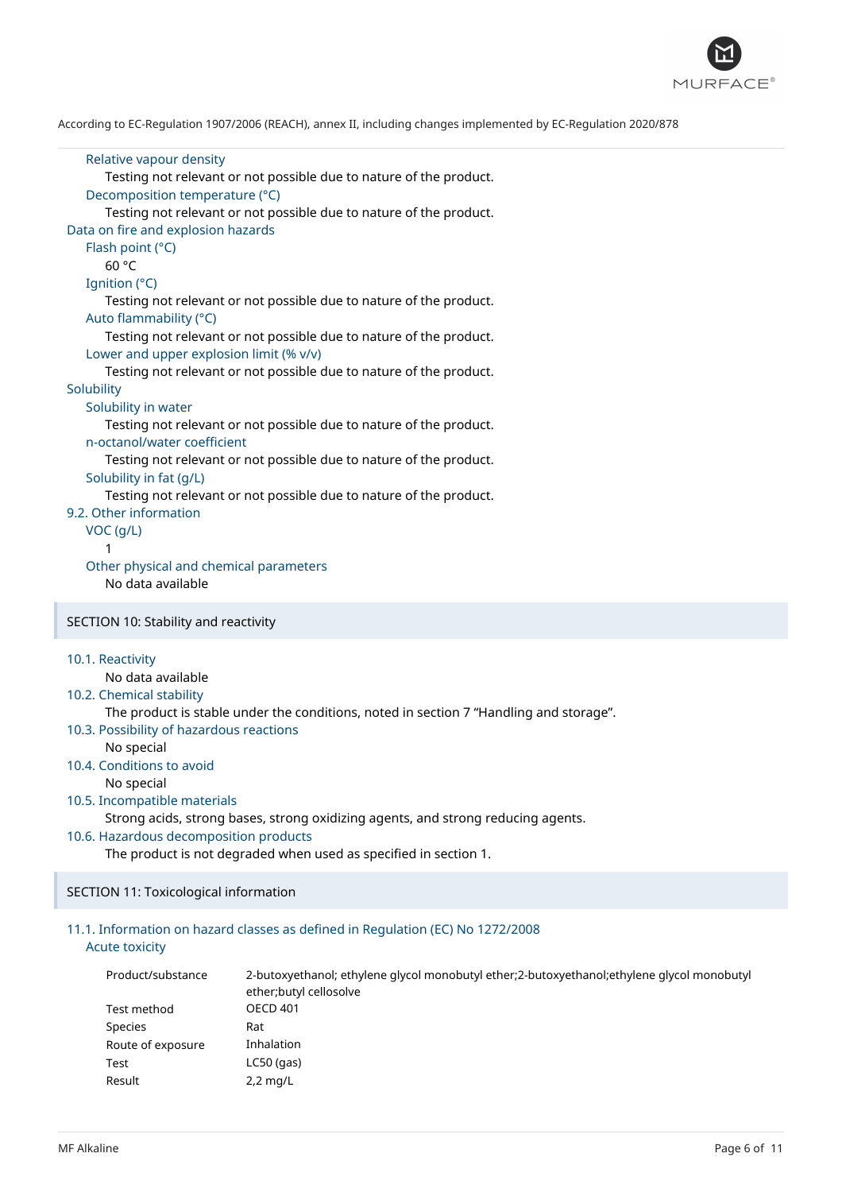According to EC-Regulation 1907/2006 (REACH), annex II, including changes implemented by EC-Regulation 2020/878

Relative vapour density
Testing not relevant or not possible due to nature of the product.

Decomposition temperature (°C)
Testing not relevant or not possible due to nature of the product.

Data on fire and explosion hazards

Flash point (°C)
60 °C

Ignition (°C)
Testing not relevant or not possible due to nature of the product.

Auto flammability (°C)
Testing not relevant or not possible due to nature of the product.

Lower and upper explosion limit (% v/v)
Testing not relevant or not possible due to nature of the product.

Solubility

Solubility in water
Testing not relevant or not possible due to nature of the product.

n-octanol/water coefficient
Testing not relevant or not possible due to nature of the product.

Solubility in fat (g/L)
Testing not relevant or not possible due to nature of the product.

### 9.2. Other information

VOC (g/L)
1

Other physical and chemical parameters
No data available

## SECTION 10: Stability and reactivity

### 10.1. Reactivity
No data available

### 10.2. Chemical stability
The product is stable under the conditions, noted in section 7 “Handling and storage”.

### 10.3. Possibility of hazardous reactions
No special

### 10.4. Conditions to avoid
No special

### 10.5. Incompatible materials
Strong acids, strong bases, strong oxidizing agents, and strong reducing agents.

### 10.6. Hazardous decomposition products
The product is not degraded when used as specified in section 1.

## SECTION 11: Toxicological information

### 11.1. Information on hazard classes as defined in Regulation (EC) No 1272/2008

Acute toxicity

| | |
|---|---|
| Product/substance | 2-butoxyethanol; ethylene glycol monobutyl ether;2-butoxyethanol;ethylene glycol monobutyl ether;butyl cellosolve |
| Test method | OECD 401 |
| Species | Rat |
| Route of exposure | Inhalation |
| Test | LC50 (gas) |
| Result | 2,2 mg/L |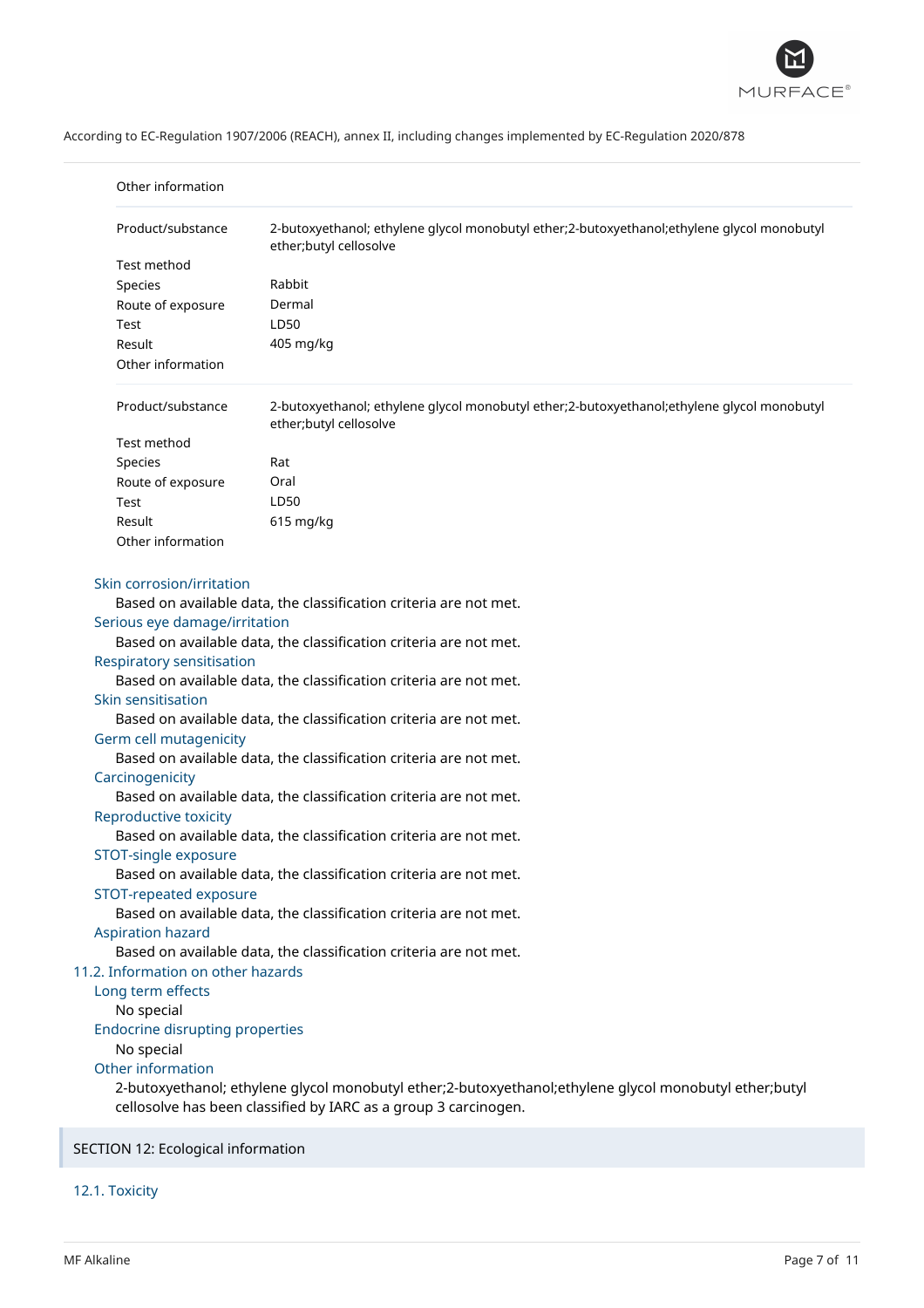Other information

| Product/substance | 2-butoxyethanol; ethylene glycol monobutyl ether;2-butoxyethanol;ethylene glycol monobutyl ether;butyl cellosolve |
|---|---|
| Test method | |
| Species | Rabbit |
| Route of exposure | Dermal |
| Test | LD50 |
| Result | 405 mg/kg |
| Other information | |

| Product/substance | 2-butoxyethanol; ethylene glycol monobutyl ether;2-butoxyethanol;ethylene glycol monobutyl ether;butyl cellosolve |
|---|---|
| Test method | |
| Species | Rat |
| Route of exposure | Oral |
| Test | LD50 |
| Result | 615 mg/kg |
| Other information | |

#### Skin corrosion/irritation

Based on available data, the classification criteria are not met.

#### Serious eye damage/irritation

Based on available data, the classification criteria are not met.

#### Respiratory sensitisation

Based on available data, the classification criteria are not met.

#### Skin sensitisation

Based on available data, the classification criteria are not met.

#### Germ cell mutagenicity

Based on available data, the classification criteria are not met.

#### Carcinogenicity

Based on available data, the classification criteria are not met.

#### Reproductive toxicity

Based on available data, the classification criteria are not met.

#### STOT-single exposure

Based on available data, the classification criteria are not met.

#### STOT-repeated exposure

Based on available data, the classification criteria are not met.

#### Aspiration hazard

Based on available data, the classification criteria are not met.

### 11.2. Information on other hazards

#### Long term effects

No special

#### Endocrine disrupting properties

No special

#### Other information

2-butoxyethanol; ethylene glycol monobutyl ether;2-butoxyethanol;ethylene glycol monobutyl ether;butyl cellosolve has been classified by IARC as a group 3 carcinogen.

## SECTION 12: Ecological information

### 12.1. Toxicity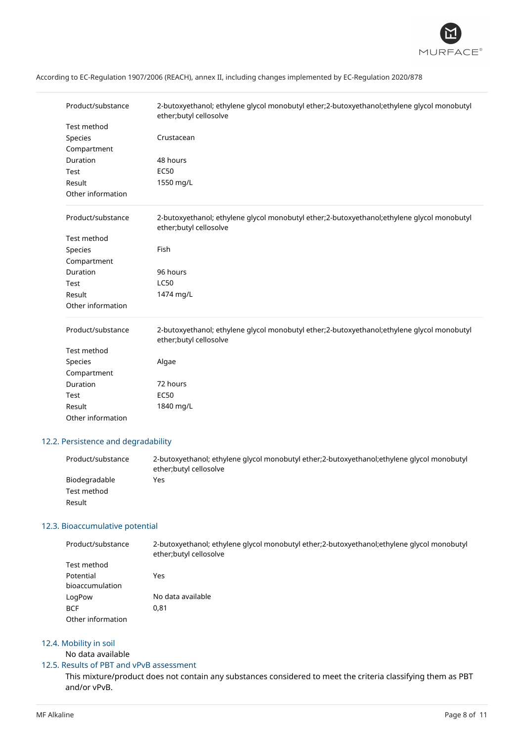According to EC-Regulation 1907/2006 (REACH), annex II, including changes implemented by EC-Regulation 2020/878

| | |
|---|---|
| Product/substance | 2-butoxyethanol; ethylene glycol monobutyl ether;2-butoxyethanol;ethylene glycol monobutyl ether;butyl cellosolve |
| Test method | |
| Species | Crustacean |
| Compartment | |
| Duration | 48 hours |
| Test | EC50 |
| Result | 1550 mg/L |
| Other information | |

| | |
|---|---|
| Product/substance | 2-butoxyethanol; ethylene glycol monobutyl ether;2-butoxyethanol;ethylene glycol monobutyl ether;butyl cellosolve |
| Test method | |
| Species | Fish |
| Compartment | |
| Duration | 96 hours |
| Test | LC50 |
| Result | 1474 mg/L |
| Other information | |

| | |
|---|---|
| Product/substance | 2-butoxyethanol; ethylene glycol monobutyl ether;2-butoxyethanol;ethylene glycol monobutyl ether;butyl cellosolve |
| Test method | |
| Species | Algae |
| Compartment | |
| Duration | 72 hours |
| Test | EC50 |
| Result | 1840 mg/L |
| Other information | |

## 12.2. Persistence and degradability

| | |
|---|---|
| Product/substance | 2-butoxyethanol; ethylene glycol monobutyl ether;2-butoxyethanol;ethylene glycol monobutyl ether;butyl cellosolve |
| Biodegradable | Yes |
| Test method | |
| Result | |

## 12.3. Bioaccumulative potential

| | |
|---|---|
| Product/substance | 2-butoxyethanol; ethylene glycol monobutyl ether;2-butoxyethanol;ethylene glycol monobutyl ether;butyl cellosolve |
| Test method | |
| Potential bioaccumulation | Yes |
| LogPow | No data available |
| BCF | 0,81 |
| Other information | |

## 12.4. Mobility in soil

No data available

## 12.5. Results of PBT and vPvB assessment

This mixture/product does not contain any substances considered to meet the criteria classifying them as PBT and/or vPvB.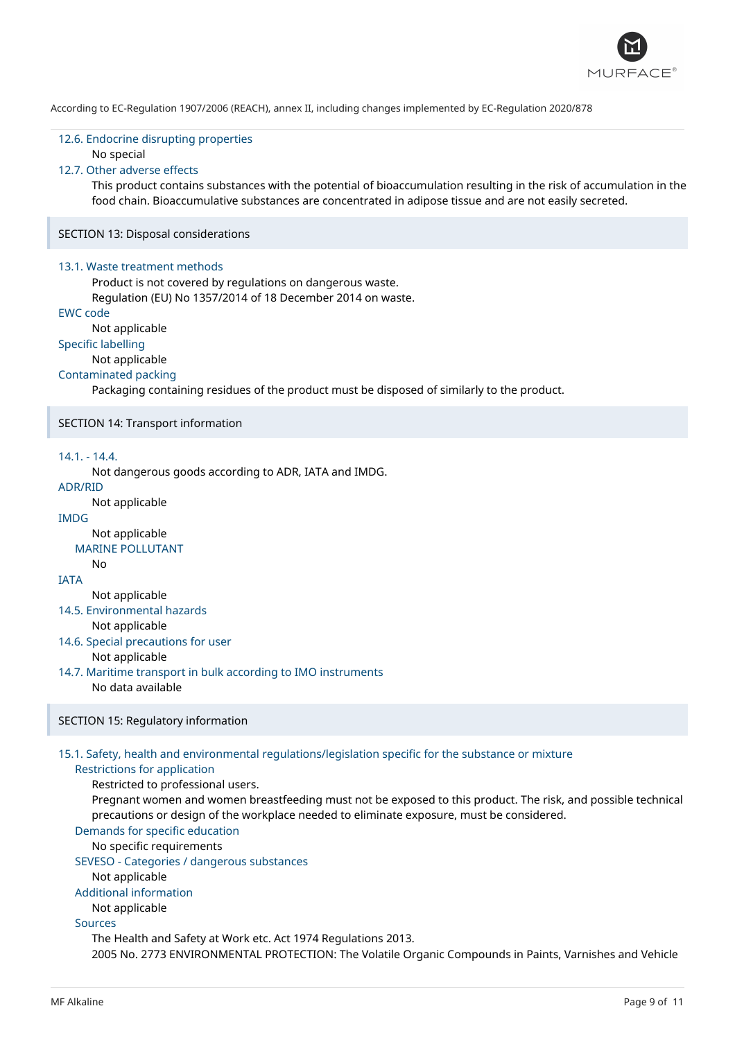According to EC-Regulation 1907/2006 (REACH), annex II, including changes implemented by EC-Regulation 2020/878

### 12.6. Endocrine disrupting properties

No special

### 12.7. Other adverse effects

This product contains substances with the potential of bioaccumulation resulting in the risk of accumulation in the food chain. Bioaccumulative substances are concentrated in adipose tissue and are not easily secreted.

## SECTION 13: Disposal considerations

### 13.1. Waste treatment methods

Product is not covered by regulations on dangerous waste.
Regulation (EU) No 1357/2014 of 18 December 2014 on waste.

**EWC code**

Not applicable

**Specific labelling**

Not applicable

**Contaminated packing**

Packaging containing residues of the product must be disposed of similarly to the product.

## SECTION 14: Transport information

### 14.1. - 14.4.

Not dangerous goods according to ADR, IATA and IMDG.

**ADR/RID**

Not applicable

**IMDG**

Not applicable

**MARINE POLLUTANT**

No

**IATA**

Not applicable

### 14.5. Environmental hazards

Not applicable

### 14.6. Special precautions for user

Not applicable

### 14.7. Maritime transport in bulk according to IMO instruments

No data available

## SECTION 15: Regulatory information

### 15.1. Safety, health and environmental regulations/legislation specific for the substance or mixture

**Restrictions for application**

Restricted to professional users.
Pregnant women and women breastfeeding must not be exposed to this product. The risk, and possible technical precautions or design of the workplace needed to eliminate exposure, must be considered.

**Demands for specific education**

No specific requirements

**SEVESO - Categories / dangerous substances**

Not applicable

**Additional information**

Not applicable

**Sources**

The Health and Safety at Work etc. Act 1974 Regulations 2013.
2005 No. 2773 ENVIRONMENTAL PROTECTION: The Volatile Organic Compounds in Paints, Varnishes and Vehicle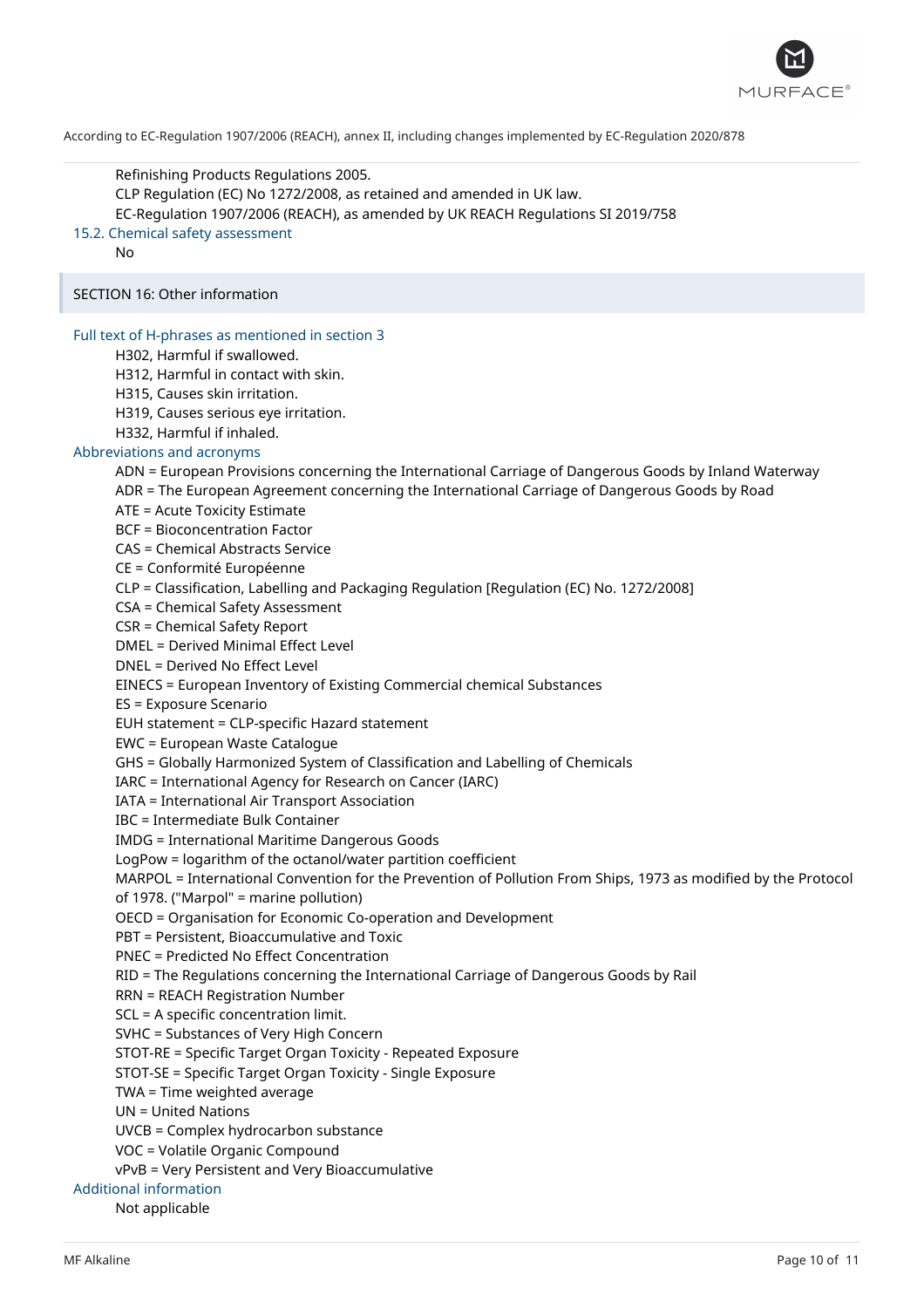Refinishing Products Regulations 2005.
CLP Regulation (EC) No 1272/2008, as retained and amended in UK law.
EC-Regulation 1907/2006 (REACH), as amended by UK REACH Regulations SI 2019/758

### 15.2. Chemical safety assessment

No

## SECTION 16: Other information

### Full text of H-phrases as mentioned in section 3

H302, Harmful if swallowed.
H312, Harmful in contact with skin.
H315, Causes skin irritation.
H319, Causes serious eye irritation.
H332, Harmful if inhaled.

### Abbreviations and acronyms

ADN = European Provisions concerning the International Carriage of Dangerous Goods by Inland Waterway
ADR = The European Agreement concerning the International Carriage of Dangerous Goods by Road
ATE = Acute Toxicity Estimate
BCF = Bioconcentration Factor
CAS = Chemical Abstracts Service
CE = Conformité Européenne
CLP = Classification, Labelling and Packaging Regulation [Regulation (EC) No. 1272/2008]
CSA = Chemical Safety Assessment
CSR = Chemical Safety Report
DMEL = Derived Minimal Effect Level
DNEL = Derived No Effect Level
EINECS = European Inventory of Existing Commercial chemical Substances
ES = Exposure Scenario
EUH statement = CLP-specific Hazard statement
EWC = European Waste Catalogue
GHS = Globally Harmonized System of Classification and Labelling of Chemicals
IARC = International Agency for Research on Cancer (IARC)
IATA = International Air Transport Association
IBC = Intermediate Bulk Container
IMDG = International Maritime Dangerous Goods
LogPow = logarithm of the octanol/water partition coefficient
MARPOL = International Convention for the Prevention of Pollution From Ships, 1973 as modified by the Protocol of 1978. ("Marpol" = marine pollution)
OECD = Organisation for Economic Co-operation and Development
PBT = Persistent, Bioaccumulative and Toxic
PNEC = Predicted No Effect Concentration
RID = The Regulations concerning the International Carriage of Dangerous Goods by Rail
RRN = REACH Registration Number
SCL = A specific concentration limit.
SVHC = Substances of Very High Concern
STOT-RE = Specific Target Organ Toxicity - Repeated Exposure
STOT-SE = Specific Target Organ Toxicity - Single Exposure
TWA = Time weighted average
UN = United Nations
UVCB = Complex hydrocarbon substance
VOC = Volatile Organic Compound
vPvB = Very Persistent and Very Bioaccumulative

### Additional information

Not applicable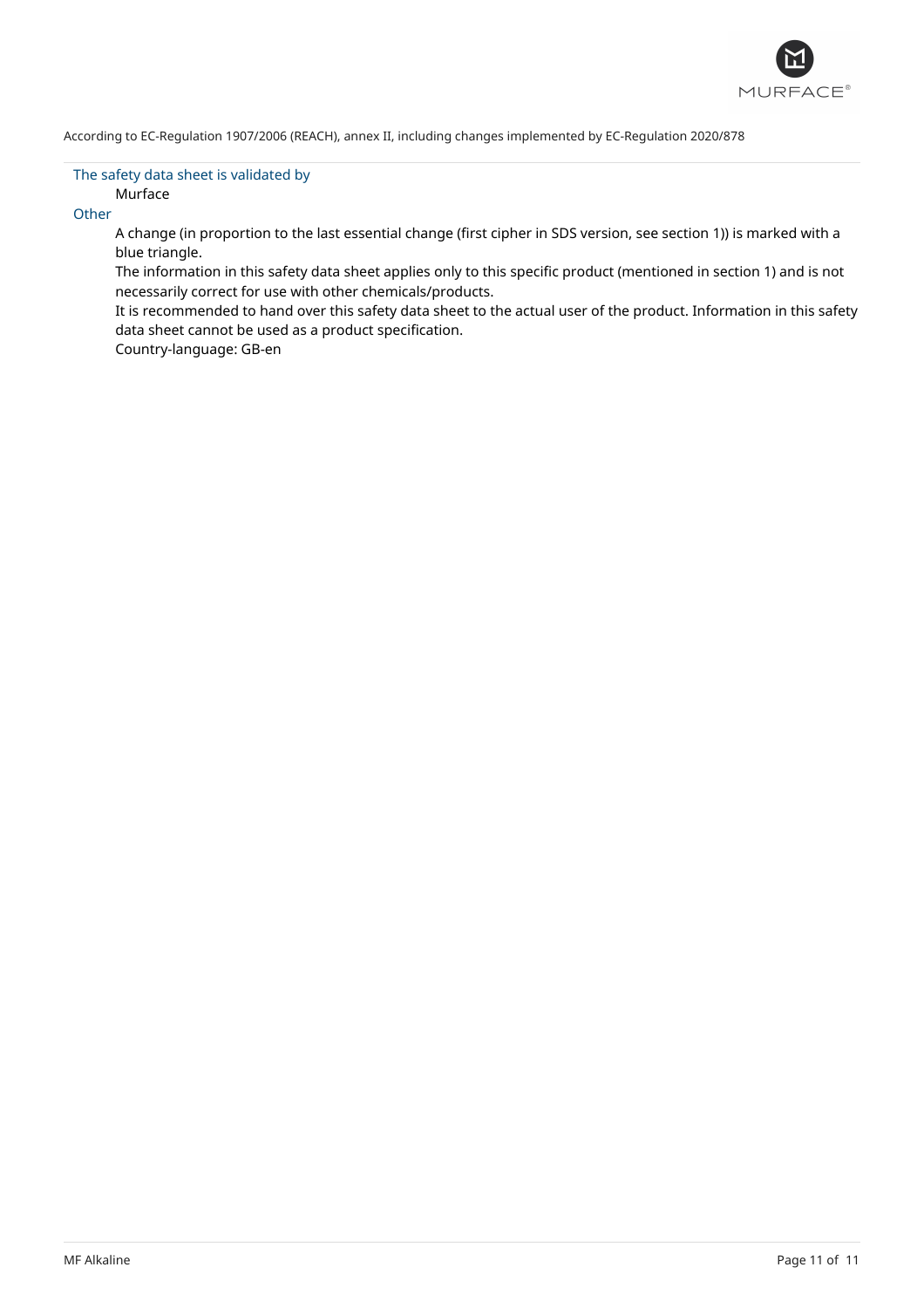According to EC-Regulation 1907/2006 (REACH), annex II, including changes implemented by EC-Regulation 2020/878

### The safety data sheet is validated by

Murface

### Other

A change (in proportion to the last essential change (first cipher in SDS version, see section 1)) is marked with a blue triangle.

The information in this safety data sheet applies only to this specific product (mentioned in section 1) and is not necessarily correct for use with other chemicals/products.

It is recommended to hand over this safety data sheet to the actual user of the product. Information in this safety data sheet cannot be used as a product specification.

Country-language: GB-en